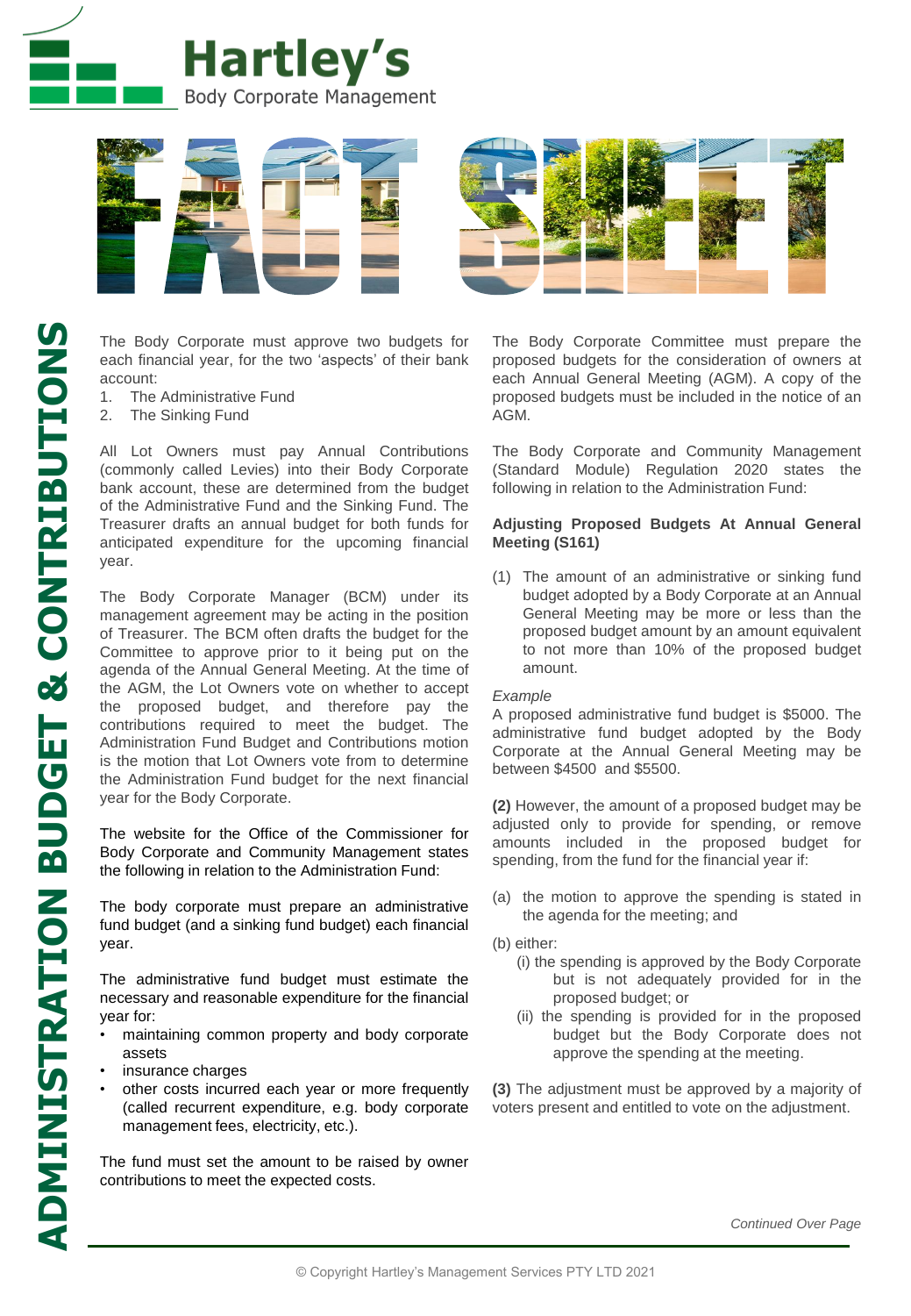# Hartley's Body Corporate Management

# FACT SHEET

## ADMINISTRATION BUDGET & CONTRIBUTIONS

The Body Corporate must approve two budgets for each financial year, for the two 'aspects' of their bank account:

1. The Administrative Fund
2. The Sinking Fund

All Lot Owners must pay Annual Contributions (commonly called Levies) into their Body Corporate bank account, these are determined from the budget of the Administrative Fund and the Sinking Fund. The Treasurer drafts an annual budget for both funds for anticipated expenditure for the upcoming financial year.

The Body Corporate Manager (BCM) under its management agreement may be acting in the position of Treasurer. The BCM often drafts the budget for the Committee to approve prior to it being put on the agenda of the Annual General Meeting. At the time of the AGM, the Lot Owners vote on whether to accept the proposed budget, and therefore pay the contributions required to meet the budget. The Administration Fund Budget and Contributions motion is the motion that Lot Owners vote from to determine the Administration Fund budget for the next financial year for the Body Corporate.

The website for the Office of the Commissioner for Body Corporate and Community Management states the following in relation to the Administration Fund:

The body corporate must prepare an administrative fund budget (and a sinking fund budget) each financial year.

The administrative fund budget must estimate the necessary and reasonable expenditure for the financial year for:

- maintaining common property and body corporate assets
- insurance charges
- other costs incurred each year or more frequently (called recurrent expenditure, e.g. body corporate management fees, electricity, etc.).

The fund must set the amount to be raised by owner contributions to meet the expected costs.

The Body Corporate Committee must prepare the proposed budgets for the consideration of owners at each Annual General Meeting (AGM). A copy of the proposed budgets must be included in the notice of an AGM.

The Body Corporate and Community Management (Standard Module) Regulation 2020 states the following in relation to the Administration Fund:

**Adjusting Proposed Budgets At Annual General Meeting (S161)**

(1) The amount of an administrative or sinking fund budget adopted by a Body Corporate at an Annual General Meeting may be more or less than the proposed budget amount by an amount equivalent to not more than 10% of the proposed budget amount.

*Example*

A proposed administrative fund budget is $5000. The administrative fund budget adopted by the Body Corporate at the Annual General Meeting may be between $4500 and $5500.

**(2)** However, the amount of a proposed budget may be adjusted only to provide for spending, or remove amounts included in the proposed budget for spending, from the fund for the financial year if:

(a) the motion to approve the spending is stated in the agenda for the meeting; and

(b) either:

- (i) the spending is approved by the Body Corporate but is not adequately provided for in the proposed budget; or
- (ii) the spending is provided for in the proposed budget but the Body Corporate does not approve the spending at the meeting.

**(3)** The adjustment must be approved by a majority of voters present and entitled to vote on the adjustment.

*Continued Over Page*

© Copyright Hartley's Management Services PTY LTD 2021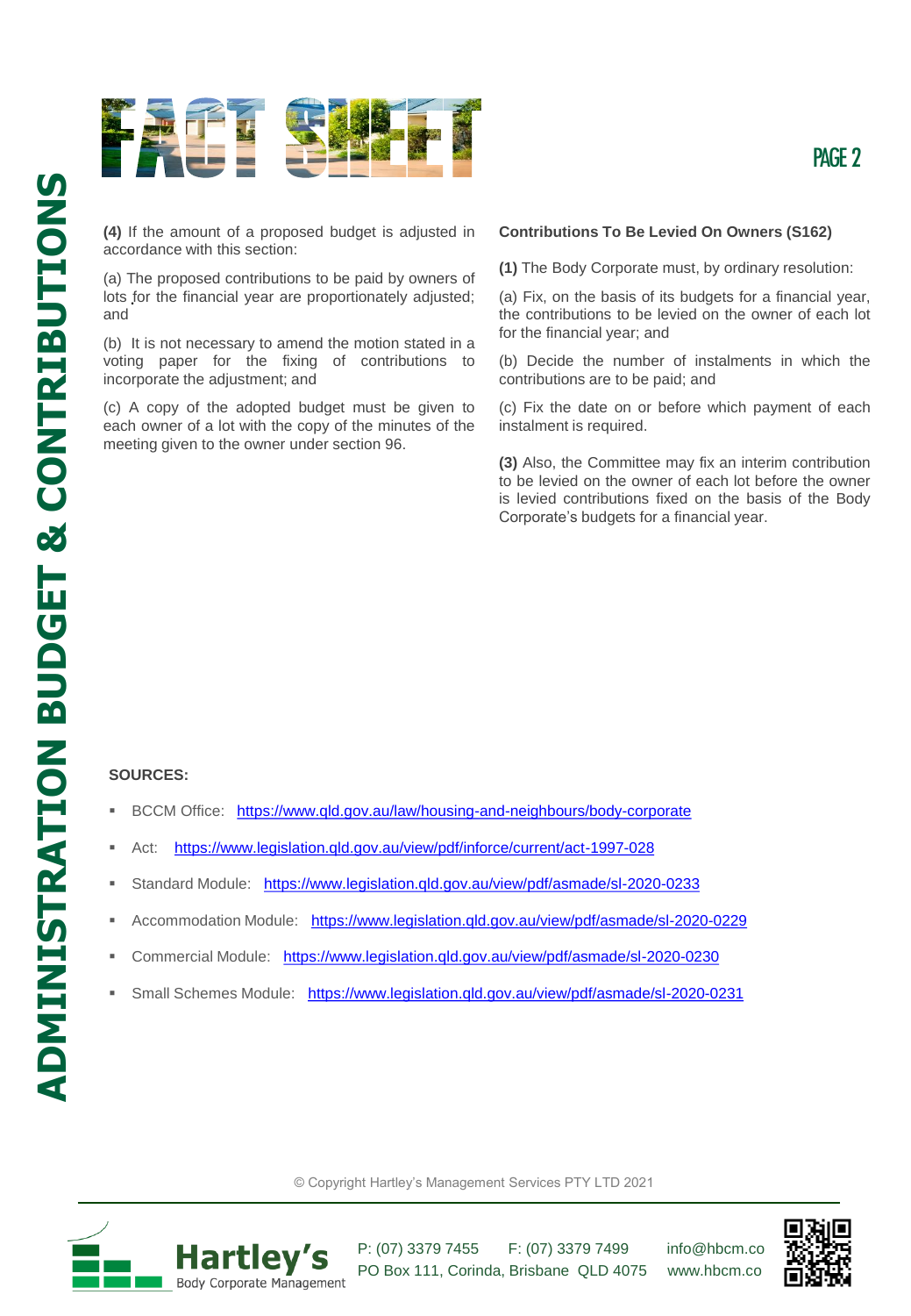**(4)** If the amount of a proposed budget is adjusted in accordance with this section:

(a) The proposed contributions to be paid by owners of lots for the financial year are proportionately adjusted; and

(b) It is not necessary to amend the motion stated in a voting paper for the fixing of contributions to incorporate the adjustment; and

(c) A copy of the adopted budget must be given to each owner of a lot with the copy of the minutes of the meeting given to the owner under section 96.

**Contributions To Be Levied On Owners (S162)**

**(1)** The Body Corporate must, by ordinary resolution:

(a) Fix, on the basis of its budgets for a financial year, the contributions to be levied on the owner of each lot for the financial year; and

(b) Decide the number of instalments in which the contributions are to be paid; and

(c) Fix the date on or before which payment of each instalment is required.

**(3)** Also, the Committee may fix an interim contribution to be levied on the owner of each lot before the owner is levied contributions fixed on the basis of the Body Corporate's budgets for a financial year.

**SOURCES:**

- BCCM Office: https://www.qld.gov.au/law/housing-and-neighbours/body-corporate
- Act: https://www.legislation.qld.gov.au/view/pdf/inforce/current/act-1997-028
- Standard Module: https://www.legislation.qld.gov.au/view/pdf/asmade/sl-2020-0233
- Accommodation Module: https://www.legislation.qld.gov.au/view/pdf/asmade/sl-2020-0229
- Commercial Module: https://www.legislation.qld.gov.au/view/pdf/asmade/sl-2020-0230
- Small Schemes Module: https://www.legislation.qld.gov.au/view/pdf/asmade/sl-2020-0231

© Copyright Hartley's Management Services PTY LTD 2021